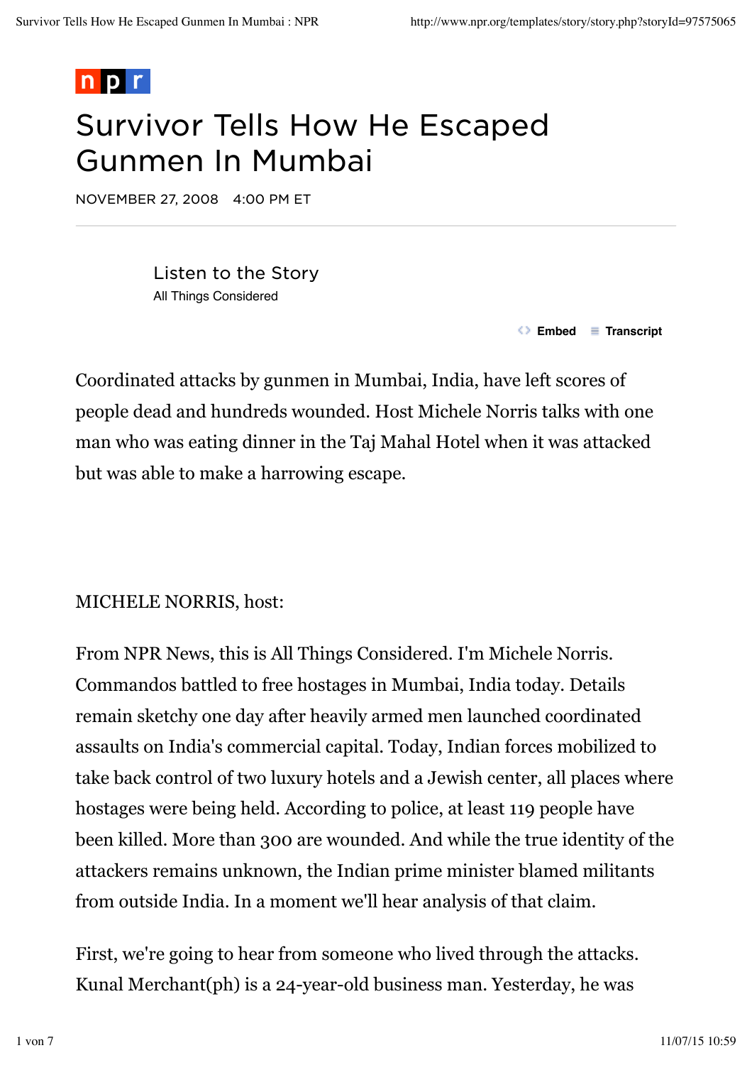npr

# Survivor Tells How He Escaped Gunmen In Mumbai

NOVEMBER 27, 2008 4:00 PM ET

Listen to the Story
All Things Considered

Embed Transcript

Coordinated attacks by gunmen in Mumbai, India, have left scores of people dead and hundreds wounded. Host Michele Norris talks with one man who was eating dinner in the Taj Mahal Hotel when it was attacked but was able to make a harrowing escape.

MICHELE NORRIS, host:

From NPR News, this is All Things Considered. I'm Michele Norris. Commandos battled to free hostages in Mumbai, India today. Details remain sketchy one day after heavily armed men launched coordinated assaults on India's commercial capital. Today, Indian forces mobilized to take back control of two luxury hotels and a Jewish center, all places where hostages were being held. According to police, at least 119 people have been killed. More than 300 are wounded. And while the true identity of the attackers remains unknown, the Indian prime minister blamed militants from outside India. In a moment we'll hear analysis of that claim.

First, we're going to hear from someone who lived through the attacks. Kunal Merchant(ph) is a 24-year-old business man. Yesterday, he was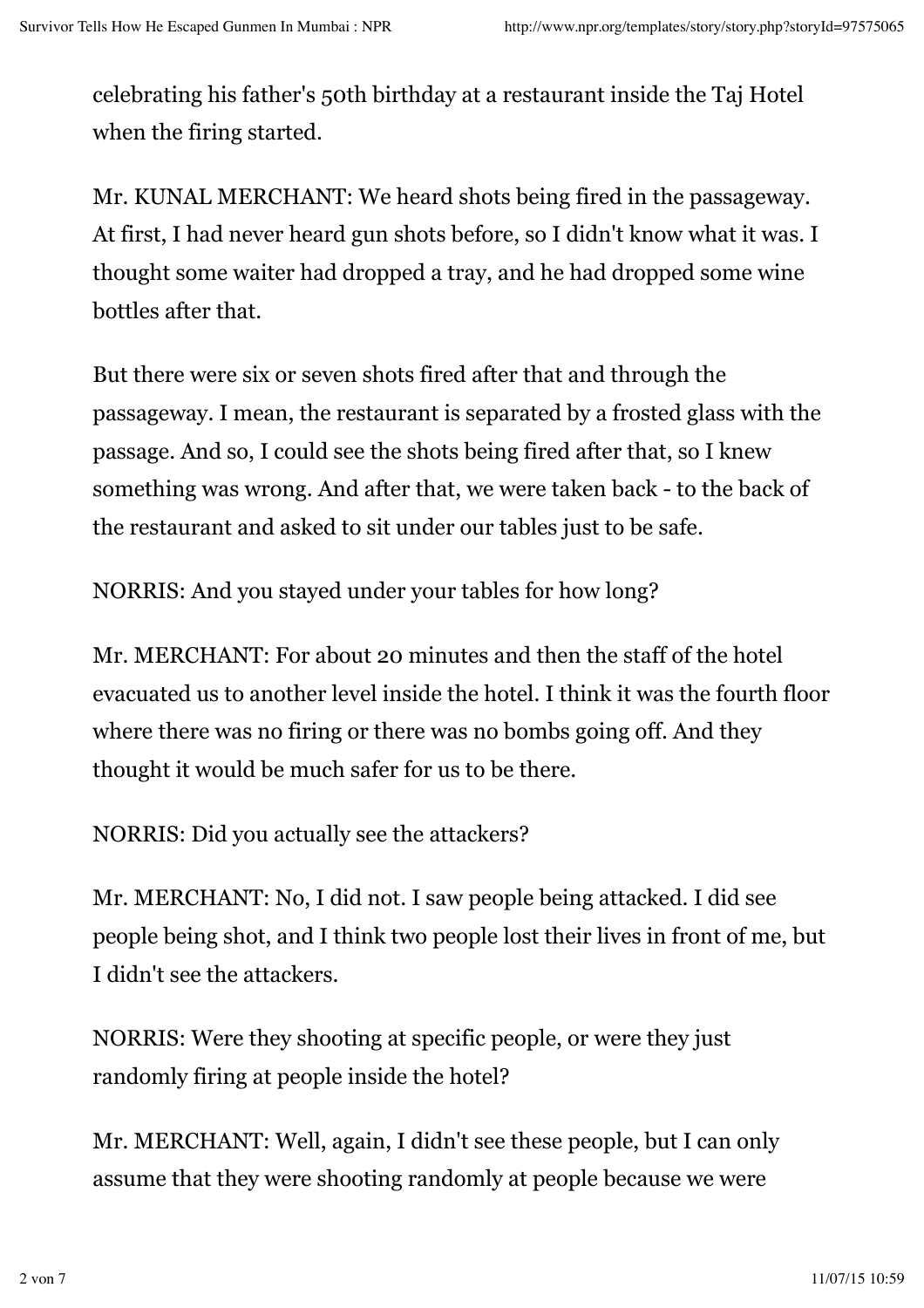celebrating his father's 50th birthday at a restaurant inside the Taj Hotel when the firing started.

Mr. KUNAL MERCHANT: We heard shots being fired in the passageway. At first, I had never heard gun shots before, so I didn't know what it was. I thought some waiter had dropped a tray, and he had dropped some wine bottles after that.

But there were six or seven shots fired after that and through the passageway. I mean, the restaurant is separated by a frosted glass with the passage. And so, I could see the shots being fired after that, so I knew something was wrong. And after that, we were taken back - to the back of the restaurant and asked to sit under our tables just to be safe.

NORRIS: And you stayed under your tables for how long?

Mr. MERCHANT: For about 20 minutes and then the staff of the hotel evacuated us to another level inside the hotel. I think it was the fourth floor where there was no firing or there was no bombs going off. And they thought it would be much safer for us to be there.

NORRIS: Did you actually see the attackers?

Mr. MERCHANT: No, I did not. I saw people being attacked. I did see people being shot, and I think two people lost their lives in front of me, but I didn't see the attackers.

NORRIS: Were they shooting at specific people, or were they just randomly firing at people inside the hotel?

Mr. MERCHANT: Well, again, I didn't see these people, but I can only assume that they were shooting randomly at people because we were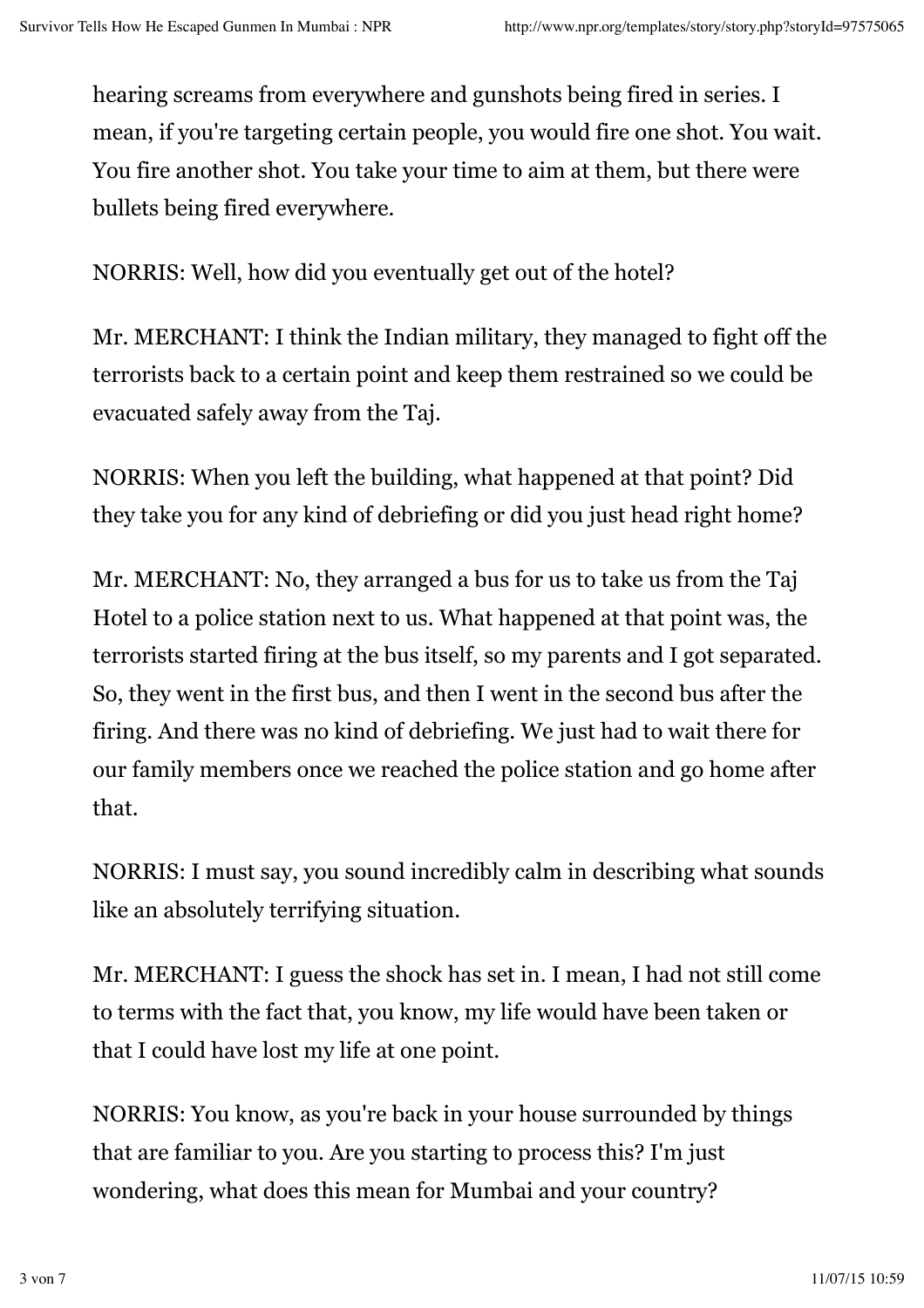hearing screams from everywhere and gunshots being fired in series. I mean, if you're targeting certain people, you would fire one shot. You wait. You fire another shot. You take your time to aim at them, but there were bullets being fired everywhere.

NORRIS: Well, how did you eventually get out of the hotel?

Mr. MERCHANT: I think the Indian military, they managed to fight off the terrorists back to a certain point and keep them restrained so we could be evacuated safely away from the Taj.

NORRIS: When you left the building, what happened at that point? Did they take you for any kind of debriefing or did you just head right home?

Mr. MERCHANT: No, they arranged a bus for us to take us from the Taj Hotel to a police station next to us. What happened at that point was, the terrorists started firing at the bus itself, so my parents and I got separated. So, they went in the first bus, and then I went in the second bus after the firing. And there was no kind of debriefing. We just had to wait there for our family members once we reached the police station and go home after that.

NORRIS: I must say, you sound incredibly calm in describing what sounds like an absolutely terrifying situation.

Mr. MERCHANT: I guess the shock has set in. I mean, I had not still come to terms with the fact that, you know, my life would have been taken or that I could have lost my life at one point.

NORRIS: You know, as you're back in your house surrounded by things that are familiar to you. Are you starting to process this? I'm just wondering, what does this mean for Mumbai and your country?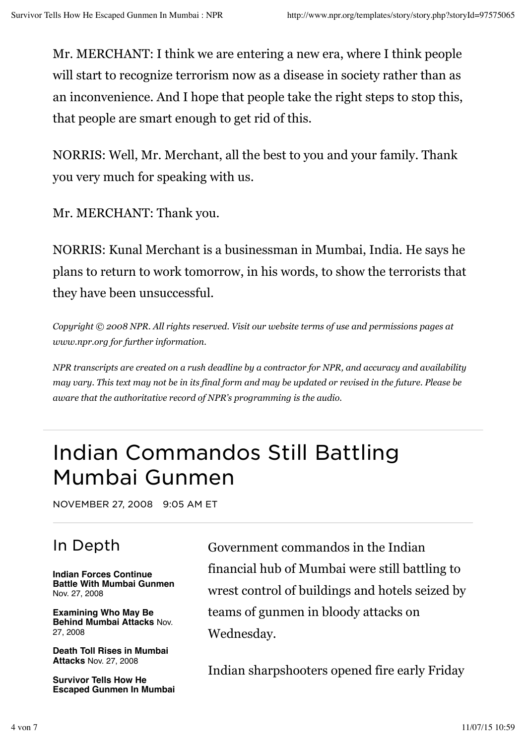Mr. MERCHANT: I think we are entering a new era, where I think people will start to recognize terrorism now as a disease in society rather than as an inconvenience. And I hope that people take the right steps to stop this, that people are smart enough to get rid of this.

NORRIS: Well, Mr. Merchant, all the best to you and your family. Thank you very much for speaking with us.

Mr. MERCHANT: Thank you.

NORRIS: Kunal Merchant is a businessman in Mumbai, India. He says he plans to return to work tomorrow, in his words, to show the terrorists that they have been unsuccessful.

*Copyright © 2008 NPR. All rights reserved. Visit our website terms of use and permissions pages at www.npr.org for further information.*

*NPR transcripts are created on a rush deadline by a contractor for NPR, and accuracy and availability may vary. This text may not be in its final form and may be updated or revised in the future. Please be aware that the authoritative record of NPR's programming is the audio.*

# Indian Commandos Still Battling Mumbai Gunmen

NOVEMBER 27, 2008 9:05 AM ET

## In Depth

**Indian Forces Continue Battle With Mumbai Gunmen** Nov. 27, 2008

**Examining Who May Be Behind Mumbai Attacks** Nov. 27, 2008

**Death Toll Rises in Mumbai Attacks** Nov. 27, 2008

**Survivor Tells How He Escaped Gunmen In Mumbai**

Government commandos in the Indian financial hub of Mumbai were still battling to wrest control of buildings and hotels seized by teams of gunmen in bloody attacks on Wednesday.

Indian sharpshooters opened fire early Friday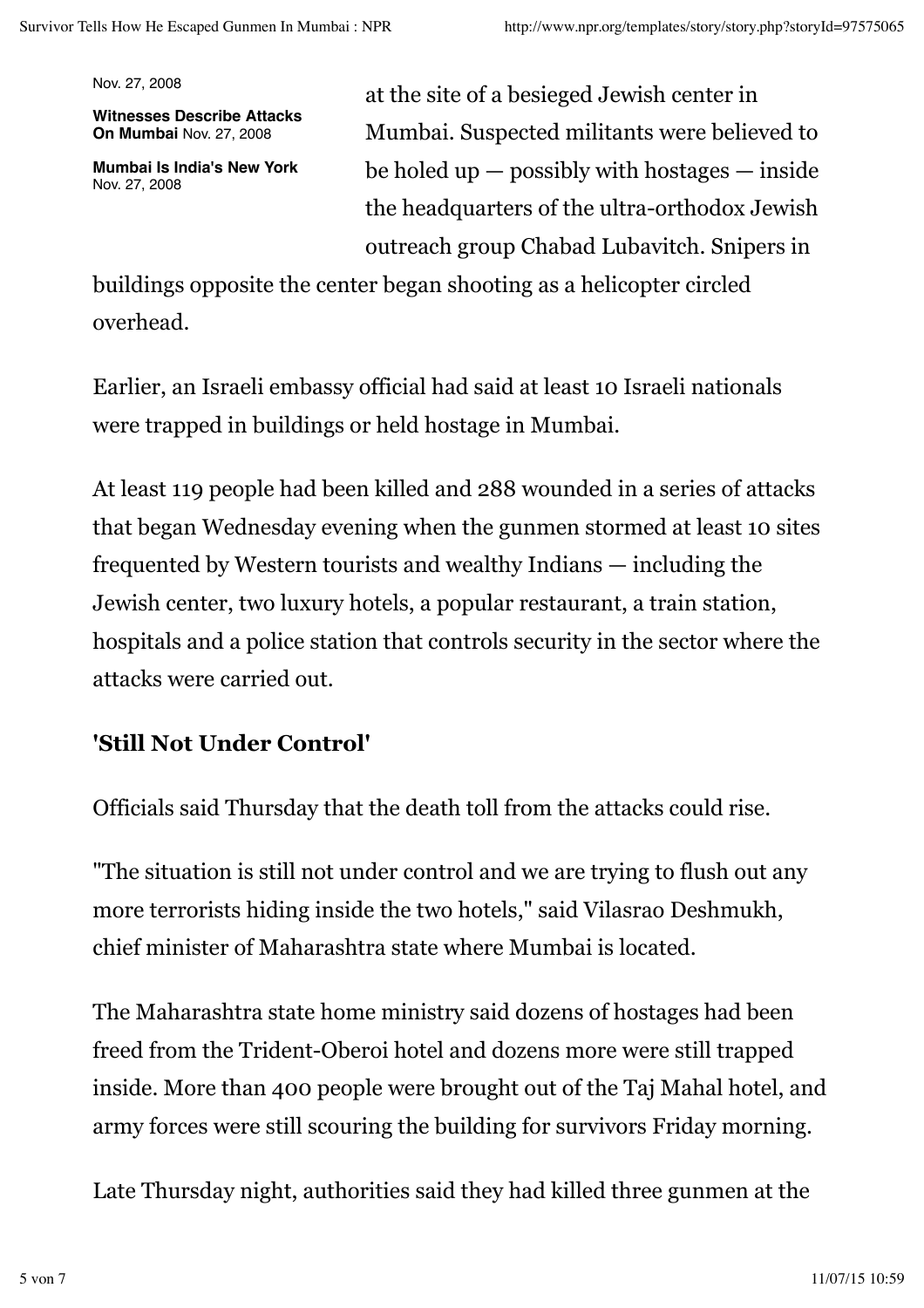Nov. 27, 2008

**Witnesses Describe Attacks On Mumbai** Nov. 27, 2008

**Mumbai Is India's New York** Nov. 27, 2008

at the site of a besieged Jewish center in Mumbai. Suspected militants were believed to be holed up — possibly with hostages — inside the headquarters of the ultra-orthodox Jewish outreach group Chabad Lubavitch. Snipers in buildings opposite the center began shooting as a helicopter circled overhead.

Earlier, an Israeli embassy official had said at least 10 Israeli nationals were trapped in buildings or held hostage in Mumbai.

At least 119 people had been killed and 288 wounded in a series of attacks that began Wednesday evening when the gunmen stormed at least 10 sites frequented by Western tourists and wealthy Indians — including the Jewish center, two luxury hotels, a popular restaurant, a train station, hospitals and a police station that controls security in the sector where the attacks were carried out.

## 'Still Not Under Control'

Officials said Thursday that the death toll from the attacks could rise.

"The situation is still not under control and we are trying to flush out any more terrorists hiding inside the two hotels," said Vilasrao Deshmukh, chief minister of Maharashtra state where Mumbai is located.

The Maharashtra state home ministry said dozens of hostages had been freed from the Trident-Oberoi hotel and dozens more were still trapped inside. More than 400 people were brought out of the Taj Mahal hotel, and army forces were still scouring the building for survivors Friday morning.

Late Thursday night, authorities said they had killed three gunmen at the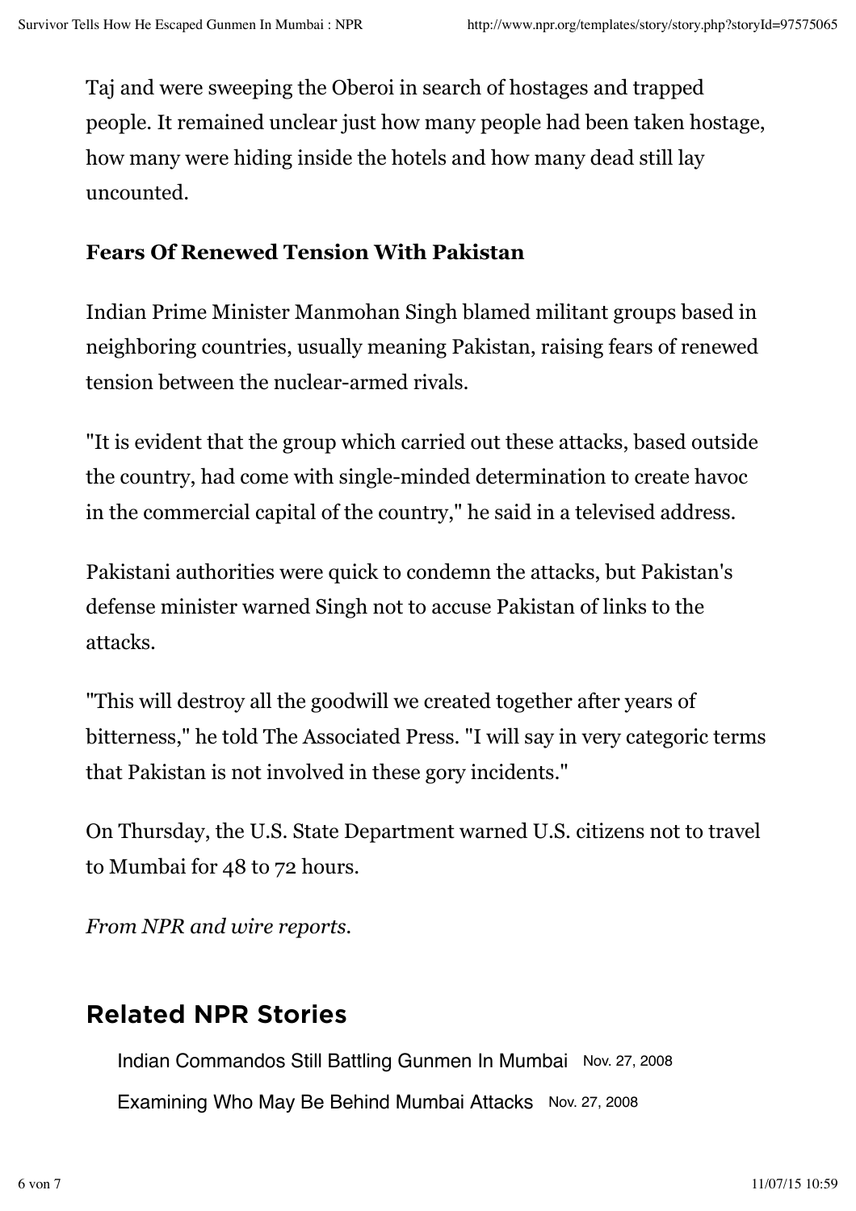Taj and were sweeping the Oberoi in search of hostages and trapped people. It remained unclear just how many people had been taken hostage, how many were hiding inside the hotels and how many dead still lay uncounted.

### Fears Of Renewed Tension With Pakistan

Indian Prime Minister Manmohan Singh blamed militant groups based in neighboring countries, usually meaning Pakistan, raising fears of renewed tension between the nuclear-armed rivals.

"It is evident that the group which carried out these attacks, based outside the country, had come with single-minded determination to create havoc in the commercial capital of the country," he said in a televised address.

Pakistani authorities were quick to condemn the attacks, but Pakistan's defense minister warned Singh not to accuse Pakistan of links to the attacks.

"This will destroy all the goodwill we created together after years of bitterness," he told The Associated Press. "I will say in very categoric terms that Pakistan is not involved in these gory incidents."

On Thursday, the U.S. State Department warned U.S. citizens not to travel to Mumbai for 48 to 72 hours.

*From NPR and wire reports.*

## Related NPR Stories

- Indian Commandos Still Battling Gunmen In Mumbai Nov. 27, 2008
- Examining Who May Be Behind Mumbai Attacks Nov. 27, 2008